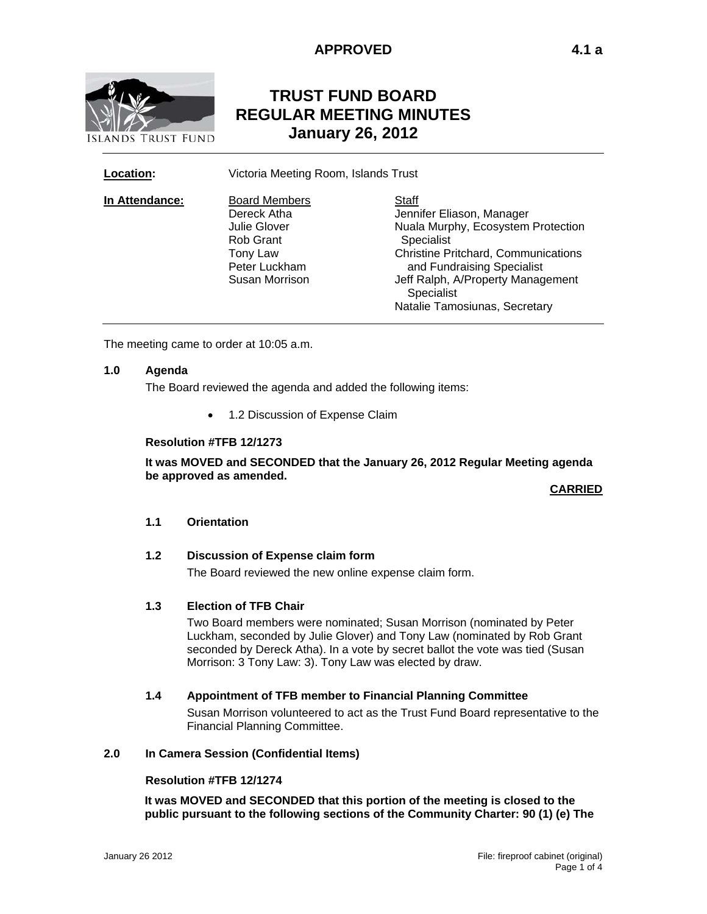**APPROVED** **4.1 a**

# TRUST FUND BOARD
# REGULAR MEETING MINUTES
# January 26, 2012

**Location:** Victoria Meeting Room, Islands Trust

**In Attendance:**

| Board Members | Staff |
|---|---|
| Dereck Atha | Jennifer Eliason, Manager |
| Julie Glover | Nuala Murphy, Ecosystem Protection Specialist |
| Rob Grant | Christine Pritchard, Communications and Fundraising Specialist |
| Tony Law | Jeff Ralph, A/Property Management Specialist |
| Peter Luckham | Natalie Tamosiunas, Secretary |
| Susan Morrison | |

The meeting came to order at 10:05 a.m.

**1.0 Agenda**

The Board reviewed the agenda and added the following items:

- 1.2 Discussion of Expense Claim

**Resolution #TFB 12/1273**

**It was MOVED and SECONDED that the January 26, 2012 Regular Meeting agenda be approved as amended.**

**CARRIED**

**1.1 Orientation**

**1.2 Discussion of Expense claim form**

The Board reviewed the new online expense claim form.

**1.3 Election of TFB Chair**

Two Board members were nominated; Susan Morrison (nominated by Peter Luckham, seconded by Julie Glover) and Tony Law (nominated by Rob Grant seconded by Dereck Atha). In a vote by secret ballot the vote was tied (Susan Morrison: 3 Tony Law: 3). Tony Law was elected by draw.

**1.4 Appointment of TFB member to Financial Planning Committee**

Susan Morrison volunteered to act as the Trust Fund Board representative to the Financial Planning Committee.

**2.0 In Camera Session (Confidential Items)**

**Resolution #TFB 12/1274**

**It was MOVED and SECONDED that this portion of the meeting is closed to the public pursuant to the following sections of the Community Charter: 90 (1) (e) The**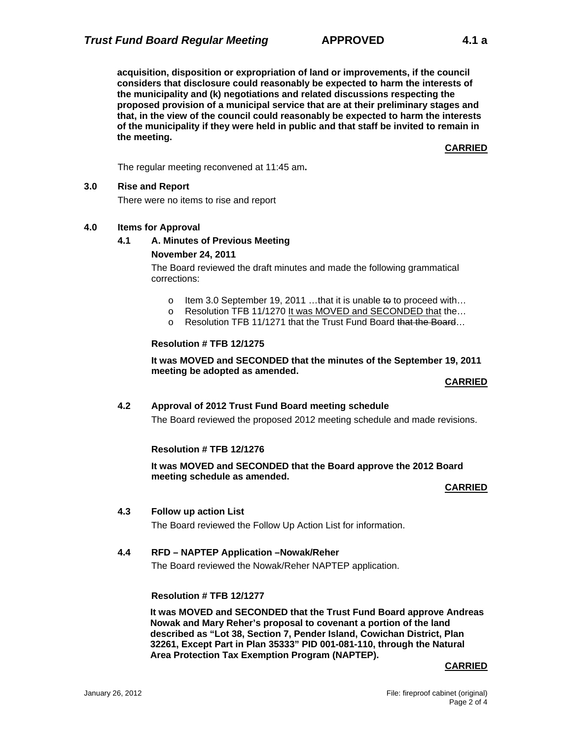**acquisition, disposition or expropriation of land or improvements, if the council considers that disclosure could reasonably be expected to harm the interests of the municipality and (k) negotiations and related discussions respecting the proposed provision of a municipal service that are at their preliminary stages and that, in the view of the council could reasonably be expected to harm the interests of the municipality if they were held in public and that staff be invited to remain in the meeting.**

**CARRIED**

The regular meeting reconvened at 11:45 am**.**

## 3.0 Rise and Report

There were no items to rise and report

## 4.0 Items for Approval

### 4.1 A. Minutes of Previous Meeting

**November 24, 2011**

The Board reviewed the draft minutes and made the following grammatical corrections:

- Item 3.0 September 19, 2011 …that it is unable ~~to~~ to proceed with…
- Resolution TFB 11/1270 It was MOVED and SECONDED that the…
- Resolution TFB 11/1271 that the Trust Fund Board ~~that the Board~~…

**Resolution # TFB 12/1275**

**It was MOVED and SECONDED that the minutes of the September 19, 2011 meeting be adopted as amended.**

**CARRIED**

### 4.2 Approval of 2012 Trust Fund Board meeting schedule

The Board reviewed the proposed 2012 meeting schedule and made revisions.

**Resolution # TFB 12/1276**

**It was MOVED and SECONDED that the Board approve the 2012 Board meeting schedule as amended.**

**CARRIED**

### 4.3 Follow up action List

The Board reviewed the Follow Up Action List for information.

### 4.4 RFD – NAPTEP Application –Nowak/Reher

The Board reviewed the Nowak/Reher NAPTEP application.

**Resolution # TFB 12/1277**

**It was MOVED and SECONDED that the Trust Fund Board approve Andreas Nowak and Mary Reher's proposal to covenant a portion of the land described as "Lot 38, Section 7, Pender Island, Cowichan District, Plan 32261, Except Part in Plan 35333" PID 001-081-110, through the Natural Area Protection Tax Exemption Program (NAPTEP).**

**CARRIED**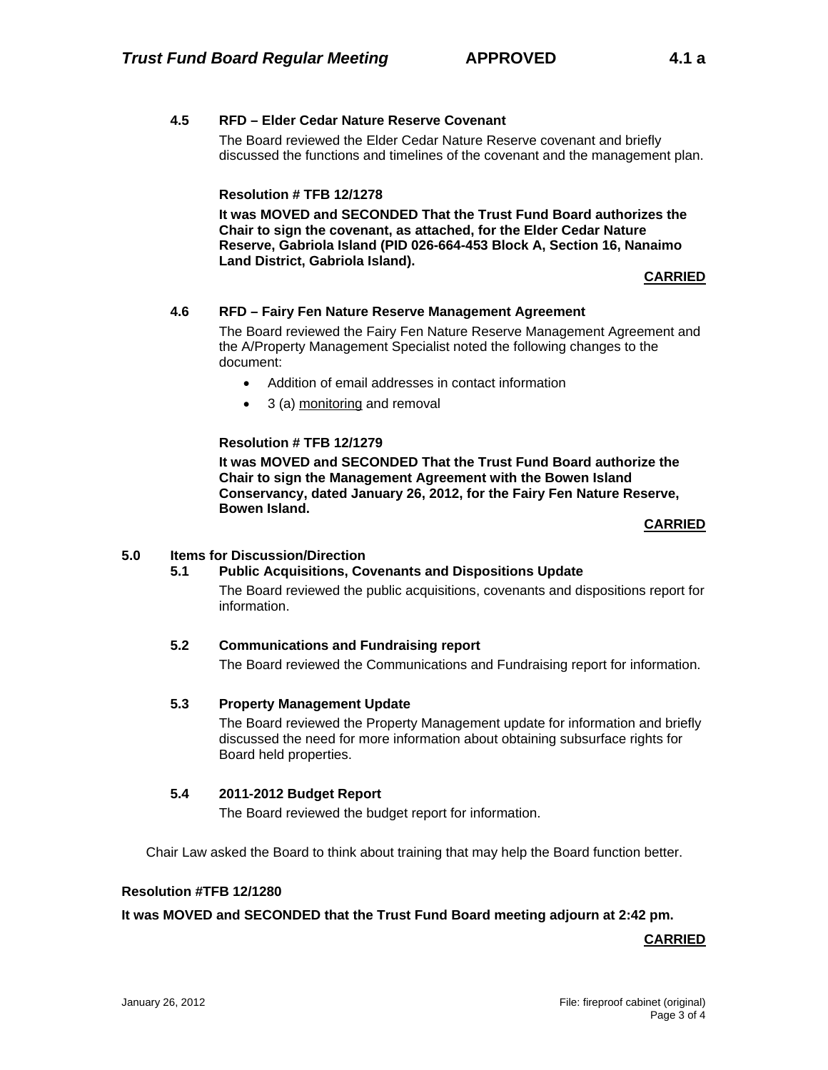#### 4.5 RFD – Elder Cedar Nature Reserve Covenant

The Board reviewed the Elder Cedar Nature Reserve covenant and briefly discussed the functions and timelines of the covenant and the management plan.

**Resolution # TFB 12/1278**

**It was MOVED and SECONDED That the Trust Fund Board authorizes the Chair to sign the covenant, as attached, for the Elder Cedar Nature Reserve, Gabriola Island (PID 026-664-453 Block A, Section 16, Nanaimo Land District, Gabriola Island).**

**CARRIED**

#### 4.6 RFD – Fairy Fen Nature Reserve Management Agreement

The Board reviewed the Fairy Fen Nature Reserve Management Agreement and the A/Property Management Specialist noted the following changes to the document:

- Addition of email addresses in contact information
- 3 (a) monitoring and removal

**Resolution # TFB 12/1279**

**It was MOVED and SECONDED That the Trust Fund Board authorize the Chair to sign the Management Agreement with the Bowen Island Conservancy, dated January 26, 2012, for the Fairy Fen Nature Reserve, Bowen Island.**

**CARRIED**

### 5.0 Items for Discussion/Direction

#### 5.1 Public Acquisitions, Covenants and Dispositions Update

The Board reviewed the public acquisitions, covenants and dispositions report for information.

#### 5.2 Communications and Fundraising report

The Board reviewed the Communications and Fundraising report for information.

#### 5.3 Property Management Update

The Board reviewed the Property Management update for information and briefly discussed the need for more information about obtaining subsurface rights for Board held properties.

#### 5.4 2011-2012 Budget Report

The Board reviewed the budget report for information.

Chair Law asked the Board to think about training that may help the Board function better.

**Resolution #TFB 12/1280**

**It was MOVED and SECONDED that the Trust Fund Board meeting adjourn at 2:42 pm.**

**CARRIED**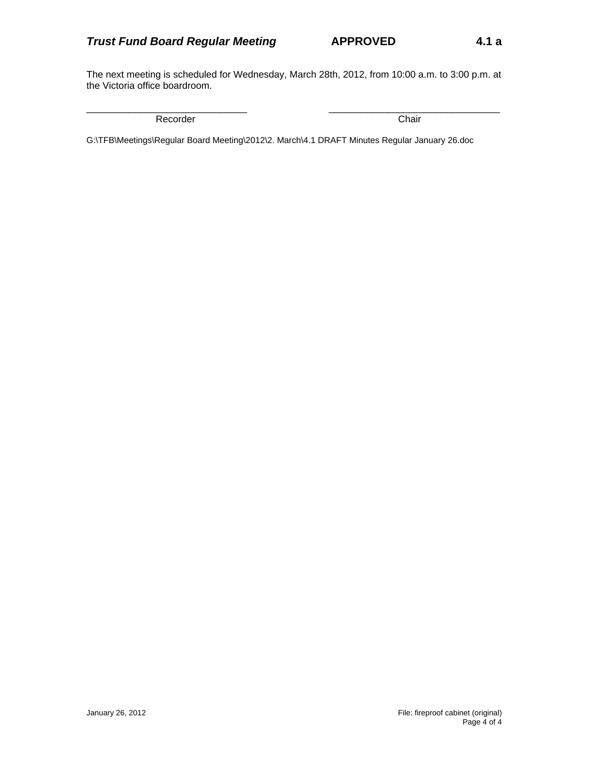The next meeting is scheduled for Wednesday, March 28th, 2012, from 10:00 a.m. to 3:00 p.m. at the Victoria office boardroom.

| | |
|---|---|
| ______________________________ | ________________________________ |
| Recorder | Chair |

G:\TFB\Meetings\Regular Board Meeting\2012\2. March\4.1 DRAFT Minutes Regular January 26.doc